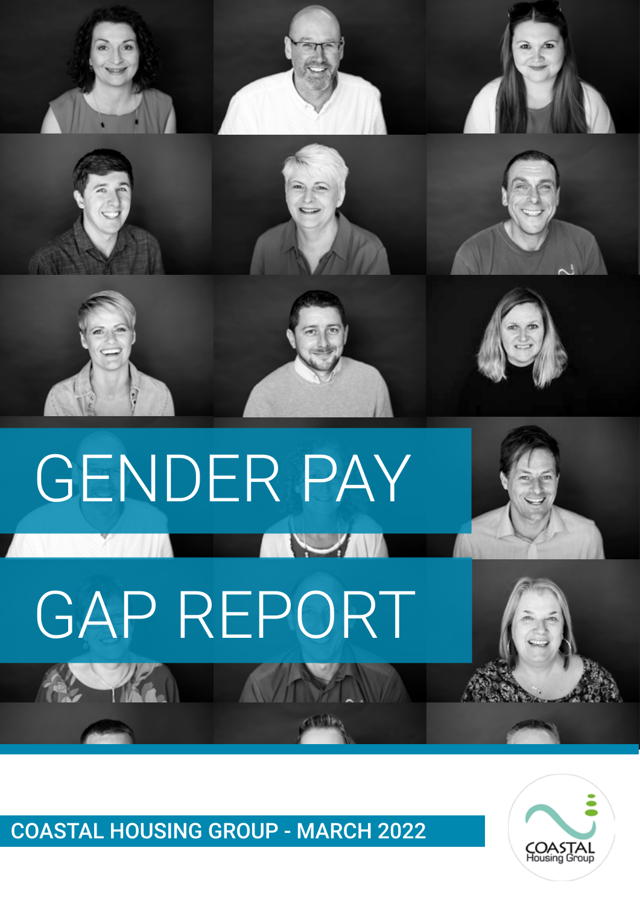# GENDER PAY GAP REPORT

COASTAL HOUSING GROUP - MARCH 2022

COASTAL Housing Group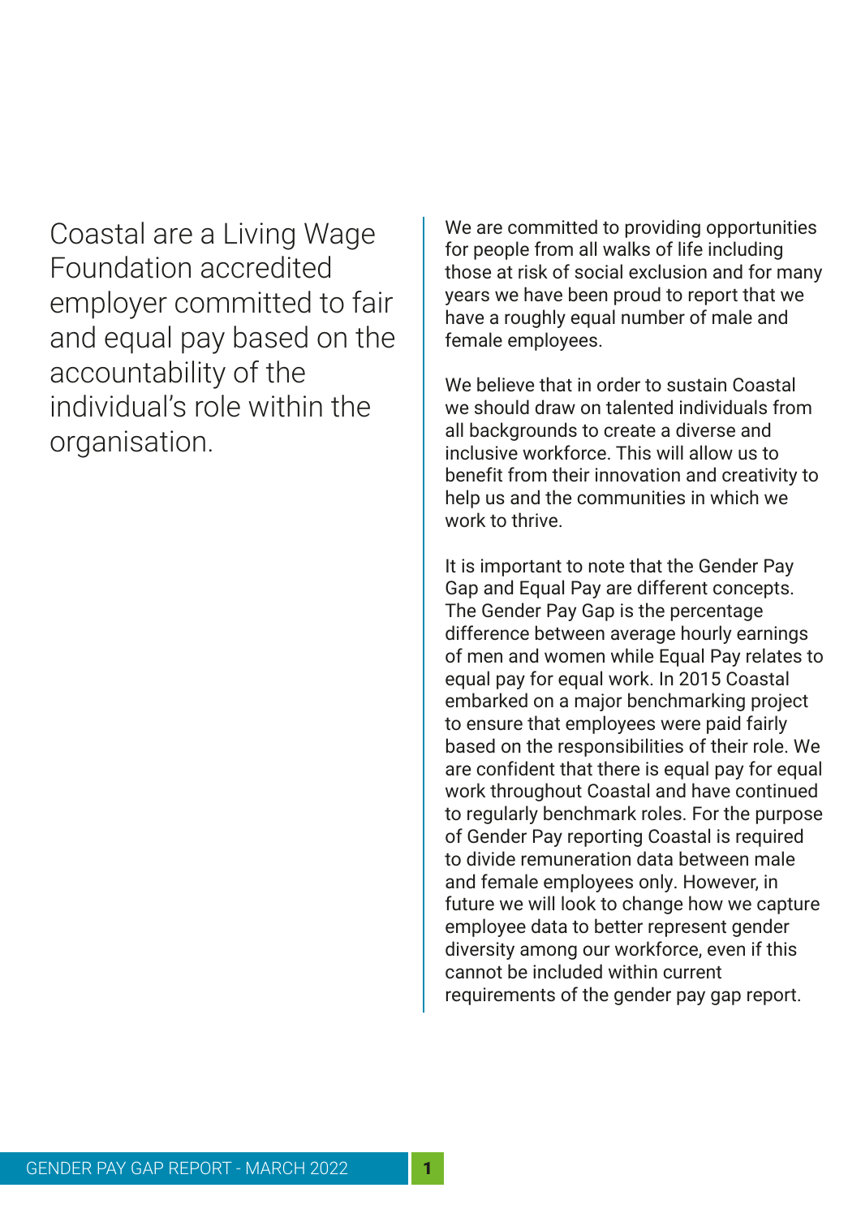Coastal are a Living Wage Foundation accredited employer committed to fair and equal pay based on the accountability of the individual's role within the organisation.

We are committed to providing opportunities for people from all walks of life including those at risk of social exclusion and for many years we have been proud to report that we have a roughly equal number of male and female employees.

We believe that in order to sustain Coastal we should draw on talented individuals from all backgrounds to create a diverse and inclusive workforce. This will allow us to benefit from their innovation and creativity to help us and the communities in which we work to thrive.

It is important to note that the Gender Pay Gap and Equal Pay are different concepts. The Gender Pay Gap is the percentage difference between average hourly earnings of men and women while Equal Pay relates to equal pay for equal work. In 2015 Coastal embarked on a major benchmarking project to ensure that employees were paid fairly based on the responsibilities of their role. We are confident that there is equal pay for equal work throughout Coastal and have continued to regularly benchmark roles. For the purpose of Gender Pay reporting Coastal is required to divide remuneration data between male and female employees only. However, in future we will look to change how we capture employee data to better represent gender diversity among our workforce, even if this cannot be included within current requirements of the gender pay gap report.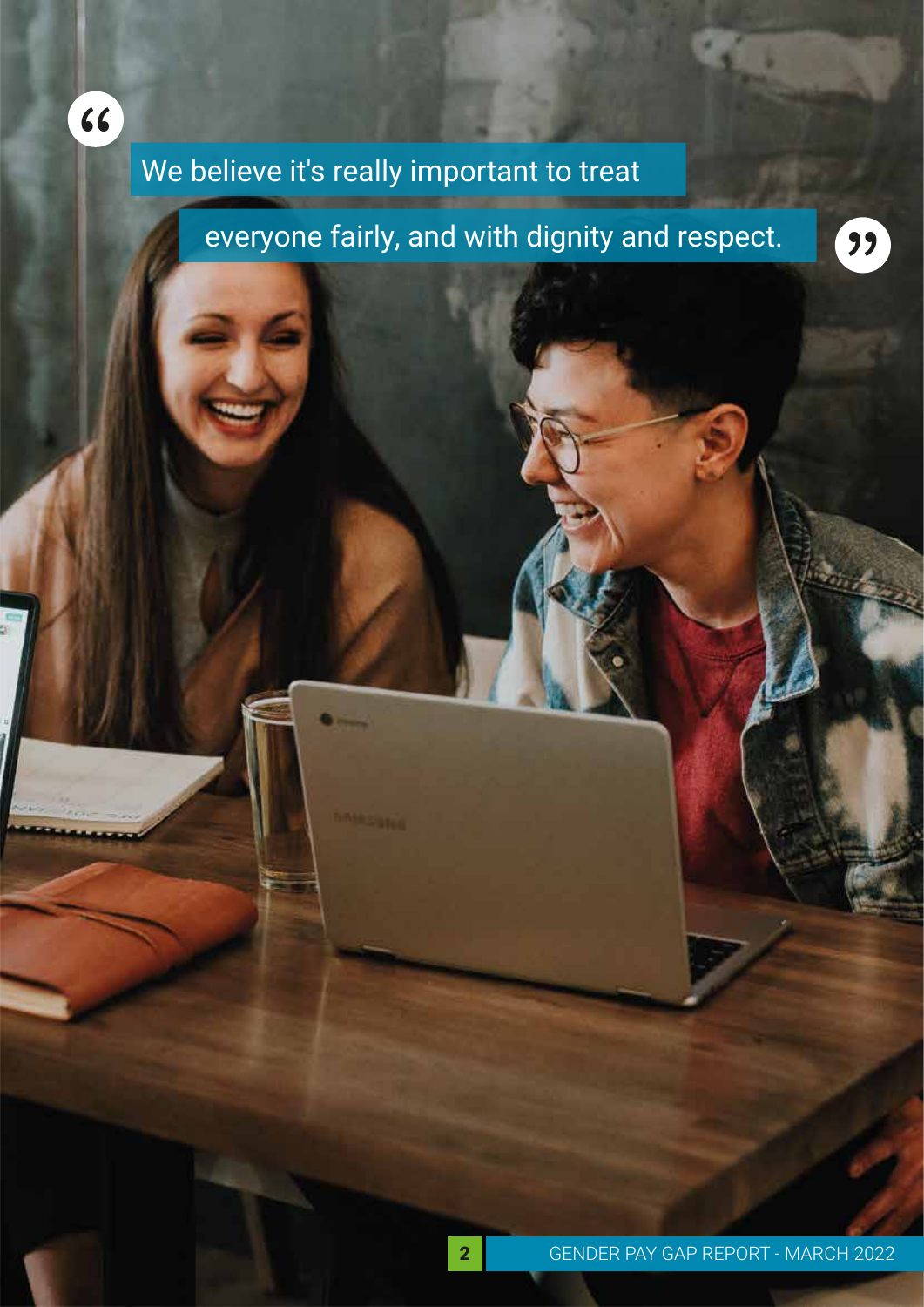> We believe it's really important to treat everyone fairly, and with dignity and respect.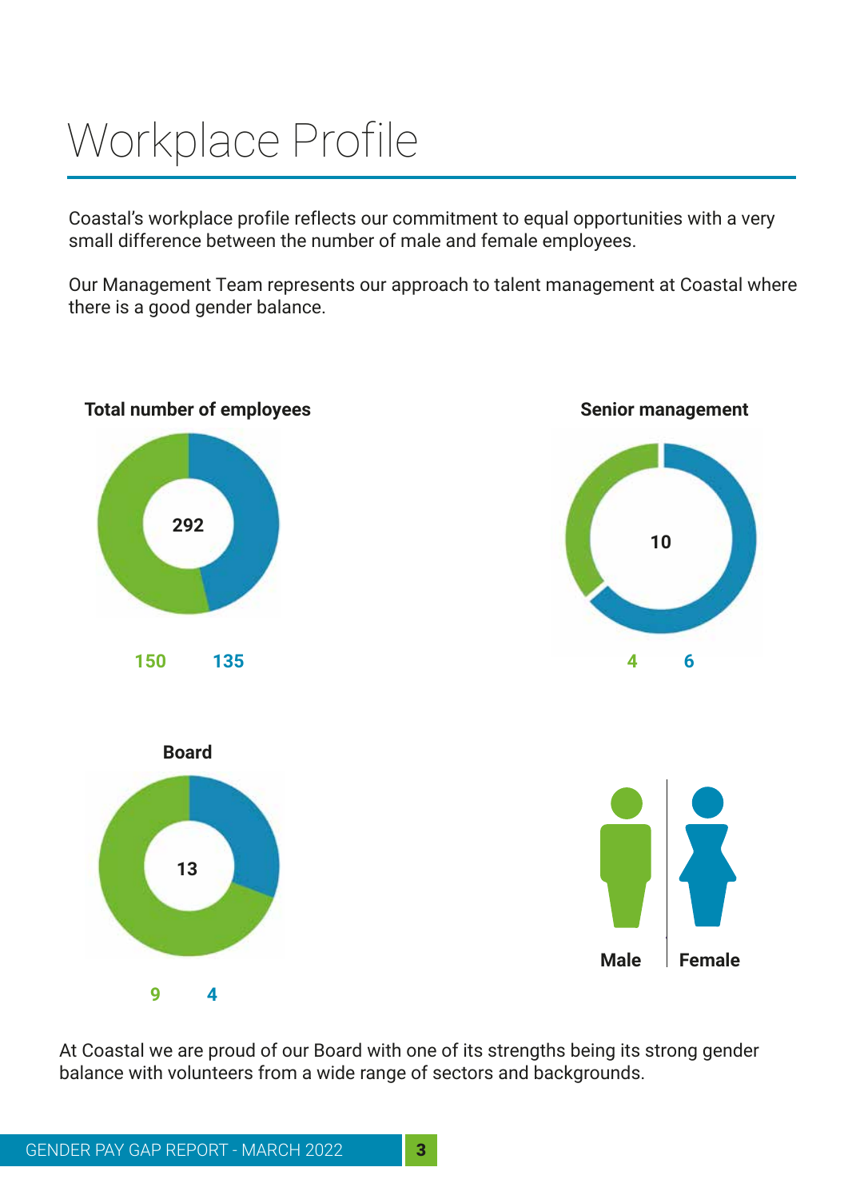# Workplace Profile

Coastal's workplace profile reflects our commitment to equal opportunities with a very small difference between the number of male and female employees.

Our Management Team represents our approach to talent management at Coastal where there is a good gender balance.

**Total number of employees**

292

150 135

**Senior management**

10

4 6

**Board**

13

9 4

**Male** **Female**

At Coastal we are proud of our Board with one of its strengths being its strong gender balance with volunteers from a wide range of sectors and backgrounds.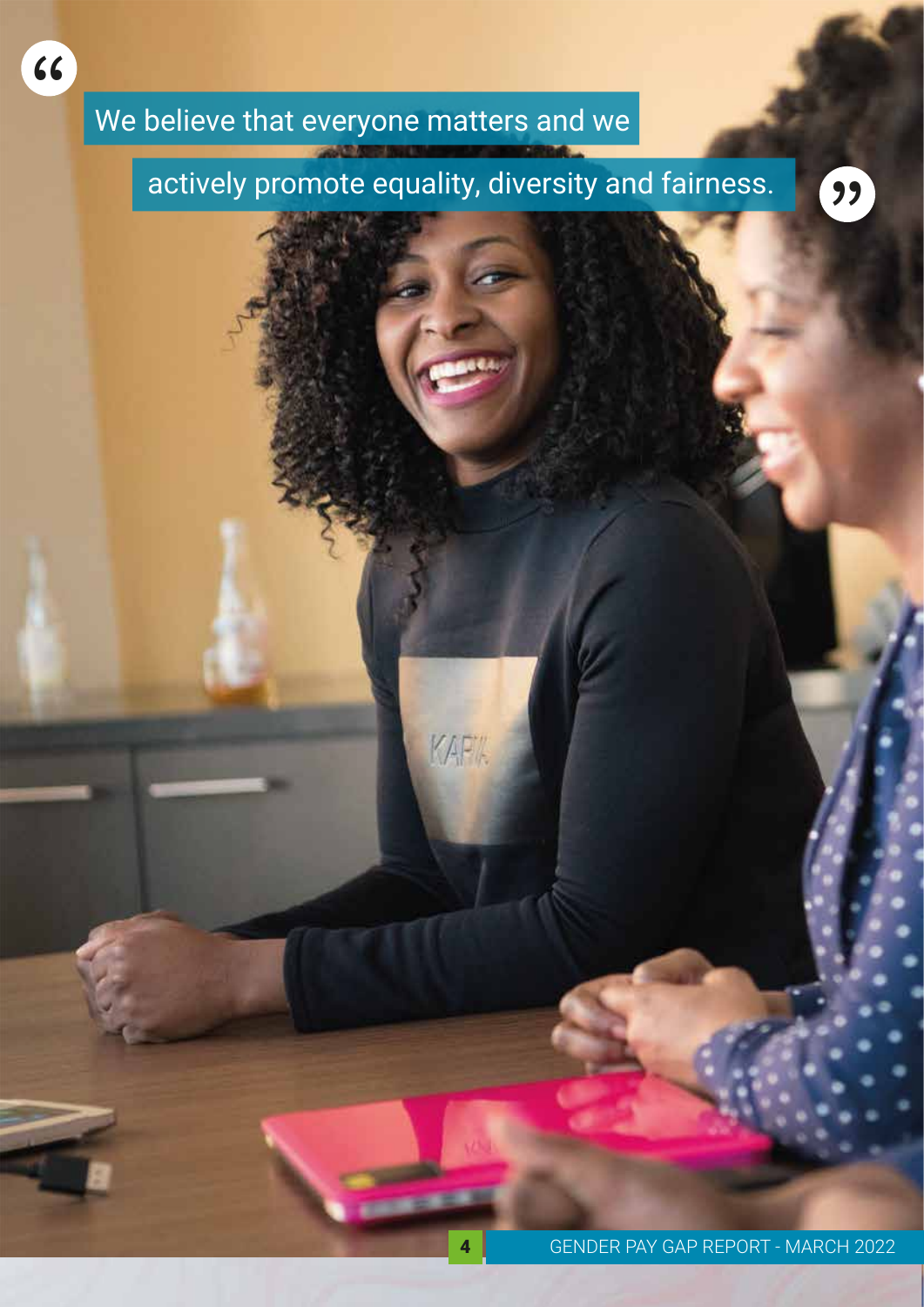> We believe that everyone matters and we actively promote equality, diversity and fairness.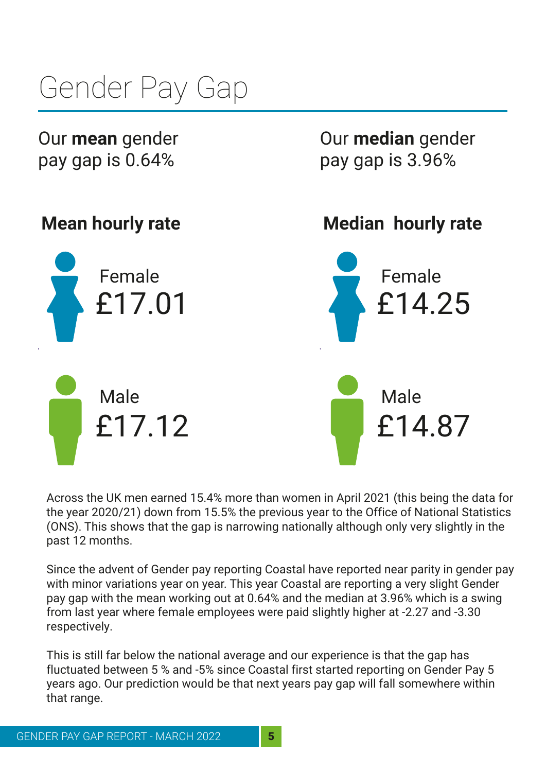# Gender Pay Gap

Our **mean** gender pay gap is 0.64%

Our **median** gender pay gap is 3.96%

## Mean hourly rate

Female
£17.01

Male
£17.12

## Median hourly rate

Female
£14.25

Male
£14.87

Across the UK men earned 15.4% more than women in April 2021 (this being the data for the year 2020/21) down from 15.5% the previous year to the Office of National Statistics (ONS). This shows that the gap is narrowing nationally although only very slightly in the past 12 months.

Since the advent of Gender pay reporting Coastal have reported near parity in gender pay with minor variations year on year. This year Coastal are reporting a very slight Gender pay gap with the mean working out at 0.64% and the median at 3.96% which is a swing from last year where female employees were paid slightly higher at -2.27 and -3.30 respectively.

This is still far below the national average and our experience is that the gap has fluctuated between 5 % and -5% since Coastal first started reporting on Gender Pay 5 years ago. Our prediction would be that next years pay gap will fall somewhere within that range.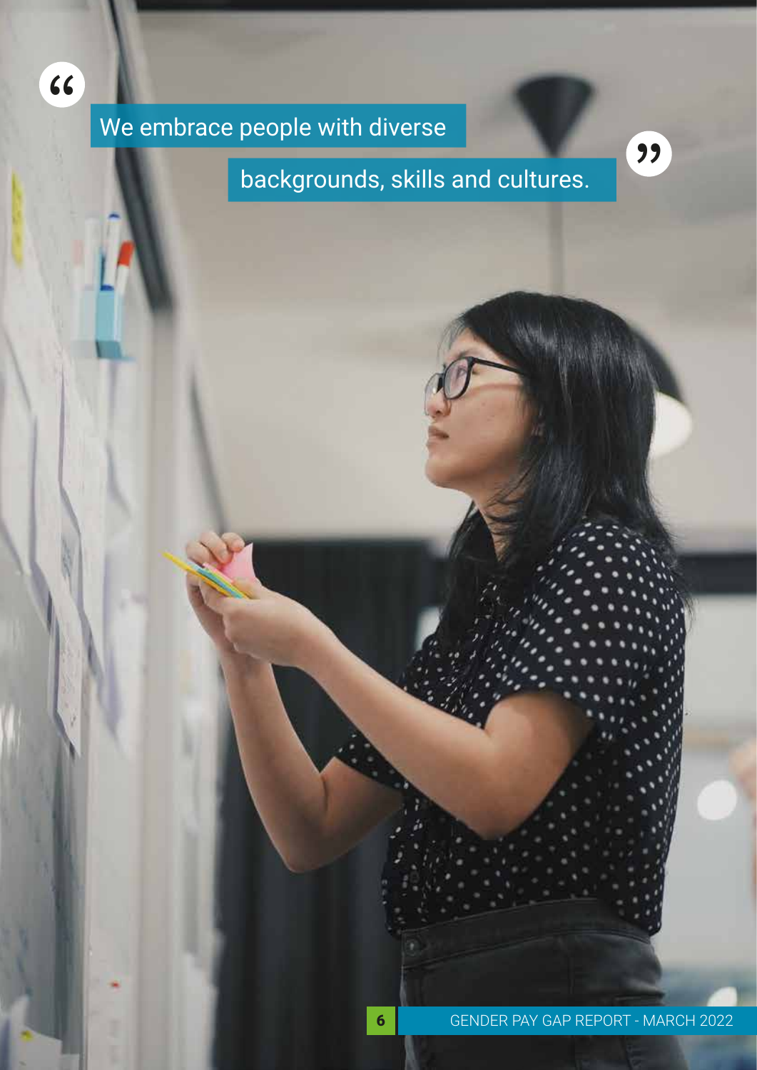> We embrace people with diverse backgrounds, skills and cultures.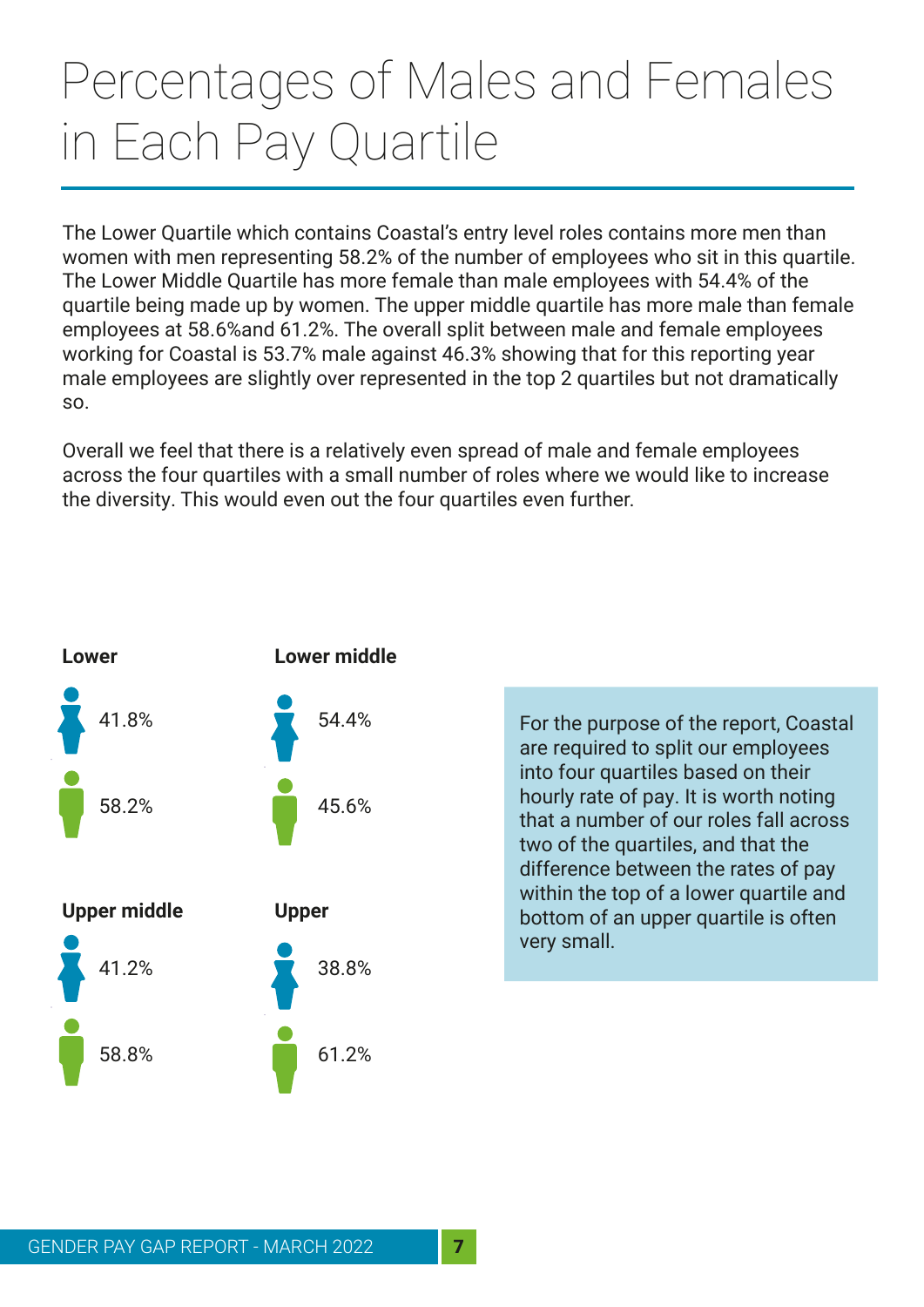# Percentages of Males and Females in Each Pay Quartile

The Lower Quartile which contains Coastal's entry level roles contains more men than women with men representing 58.2% of the number of employees who sit in this quartile. The Lower Middle Quartile has more female than male employees with 54.4% of the quartile being made up by women. The upper middle quartile has more male than female employees at 58.6%and 61.2%. The overall split between male and female employees working for Coastal is 53.7% male against 46.3% showing that for this reporting year male employees are slightly over represented in the top 2 quartiles but not dramatically so.

Overall we feel that there is a relatively even spread of male and female employees across the four quartiles with a small number of roles where we would like to increase the diversity. This would even out the four quartiles even further.

**Lower**

41.8%

58.2%

**Lower middle**

54.4%

45.6%

**Upper middle**

41.2%

58.8%

**Upper**

38.8%

61.2%

For the purpose of the report, Coastal are required to split our employees into four quartiles based on their hourly rate of pay. It is worth noting that a number of our roles fall across two of the quartiles, and that the difference between the rates of pay within the top of a lower quartile and bottom of an upper quartile is often very small.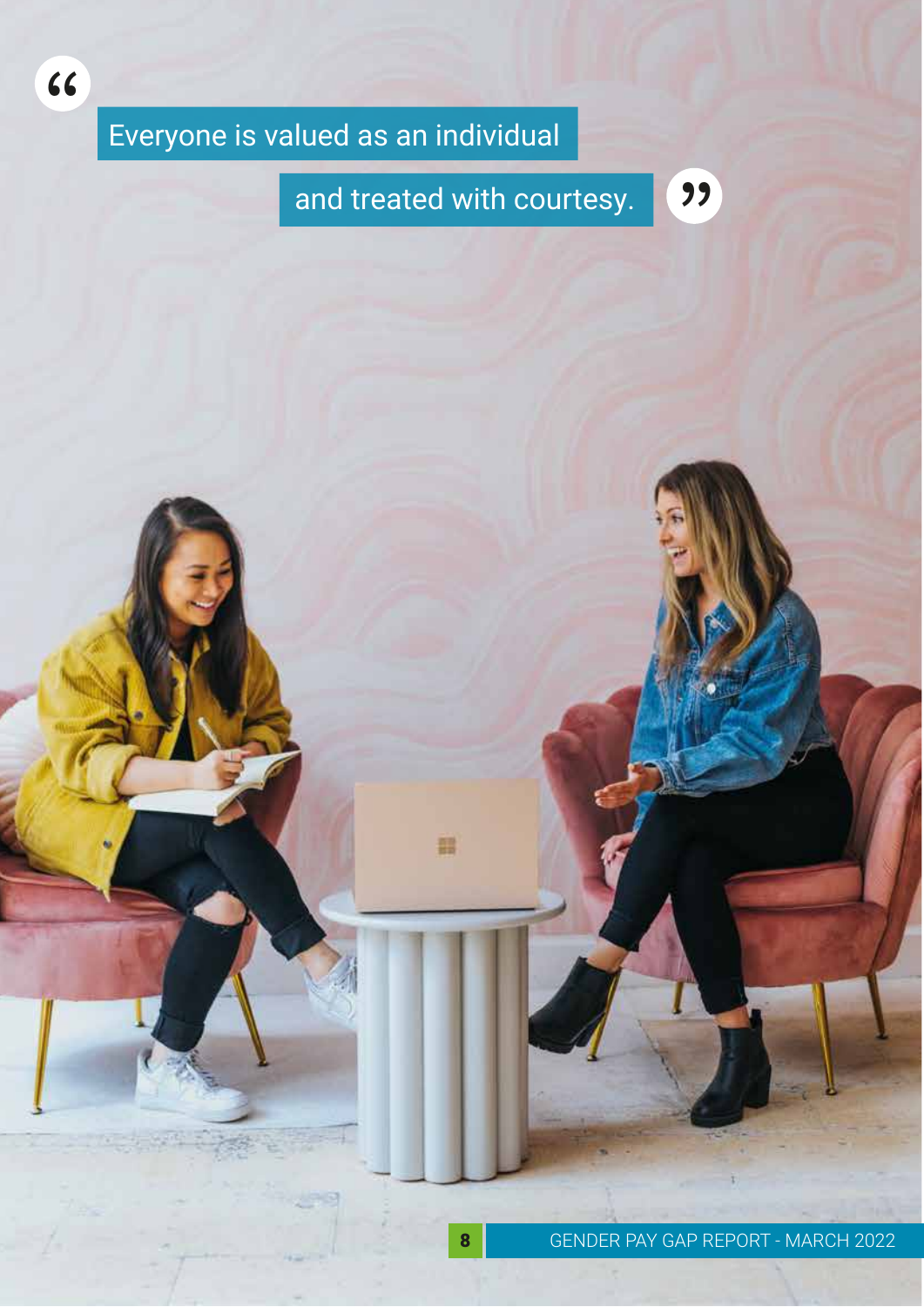> Everyone is valued as an individual and treated with courtesy.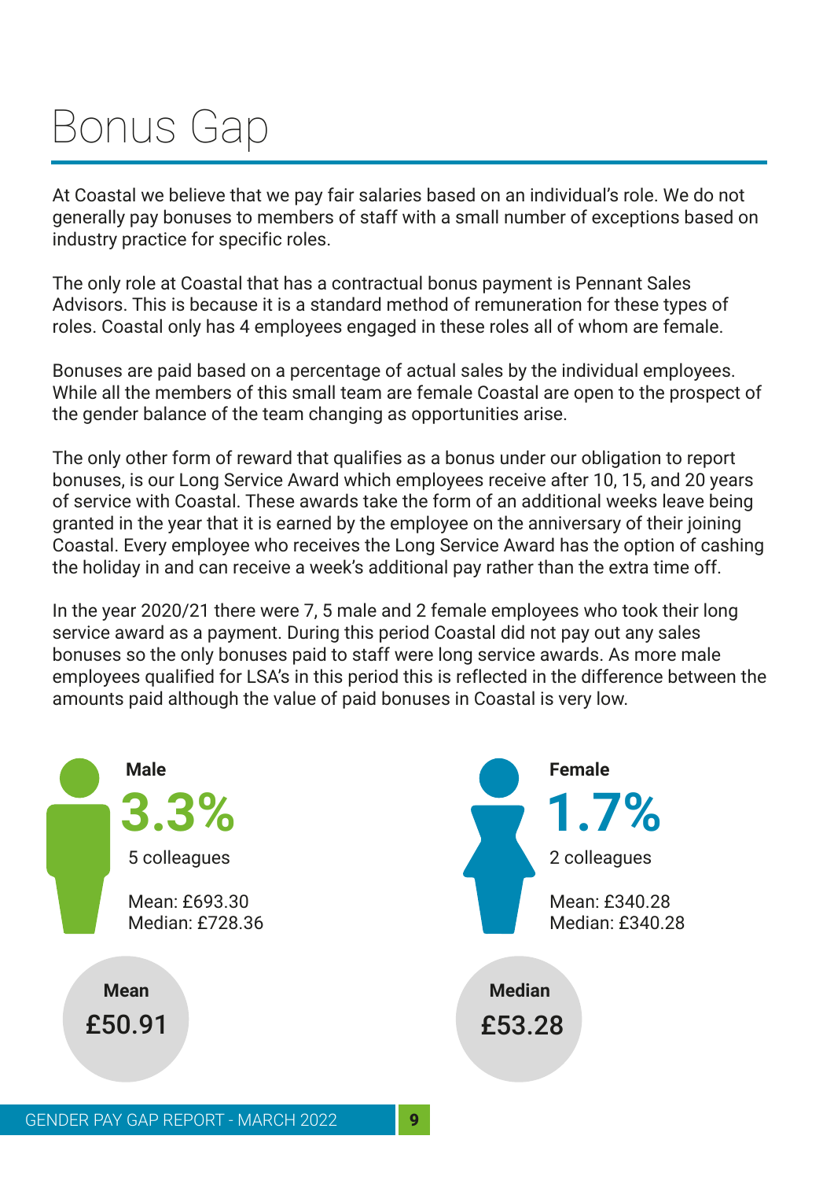# Bonus Gap

At Coastal we believe that we pay fair salaries based on an individual's role. We do not generally pay bonuses to members of staff with a small number of exceptions based on industry practice for specific roles.

The only role at Coastal that has a contractual bonus payment is Pennant Sales Advisors. This is because it is a standard method of remuneration for these types of roles. Coastal only has 4 employees engaged in these roles all of whom are female.

Bonuses are paid based on a percentage of actual sales by the individual employees. While all the members of this small team are female Coastal are open to the prospect of the gender balance of the team changing as opportunities arise.

The only other form of reward that qualifies as a bonus under our obligation to report bonuses, is our Long Service Award which employees receive after 10, 15, and 20 years of service with Coastal. These awards take the form of an additional weeks leave being granted in the year that it is earned by the employee on the anniversary of their joining Coastal. Every employee who receives the Long Service Award has the option of cashing the holiday in and can receive a week's additional pay rather than the extra time off.

In the year 2020/21 there were 7, 5 male and 2 female employees who took their long service award as a payment. During this period Coastal did not pay out any sales bonuses so the only bonuses paid to staff were long service awards. As more male employees qualified for LSA's in this period this is reflected in the difference between the amounts paid although the value of paid bonuses in Coastal is very low.

**Male**

**3.3%**

5 colleagues

Mean: £693.30
Median: £728.36

**Female**

**1.7%**

2 colleagues

Mean: £340.28
Median: £340.28

**Mean**
**£50.91**

**Median**
**£53.28**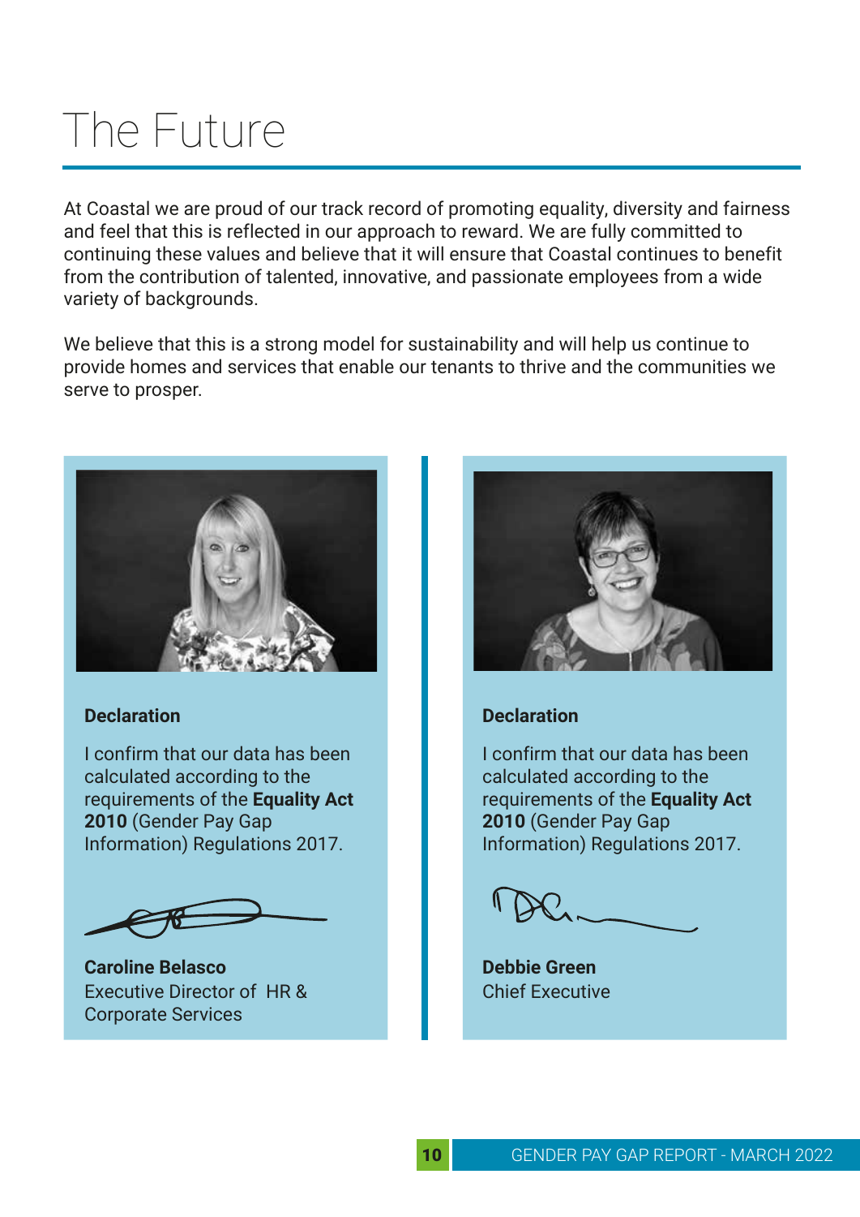# The Future

At Coastal we are proud of our track record of promoting equality, diversity and fairness and feel that this is reflected in our approach to reward. We are fully committed to continuing these values and believe that it will ensure that Coastal continues to benefit from the contribution of talented, innovative, and passionate employees from a wide variety of backgrounds.

We believe that this is a strong model for sustainability and will help us continue to provide homes and services that enable our tenants to thrive and the communities we serve to prosper.

**Declaration**

I confirm that our data has been calculated according to the requirements of the **Equality Act 2010** (Gender Pay Gap Information) Regulations 2017.

**Caroline Belasco**
Executive Director of HR & Corporate Services

**Declaration**

I confirm that our data has been calculated according to the requirements of the **Equality Act 2010** (Gender Pay Gap Information) Regulations 2017.

**Debbie Green**
Chief Executive